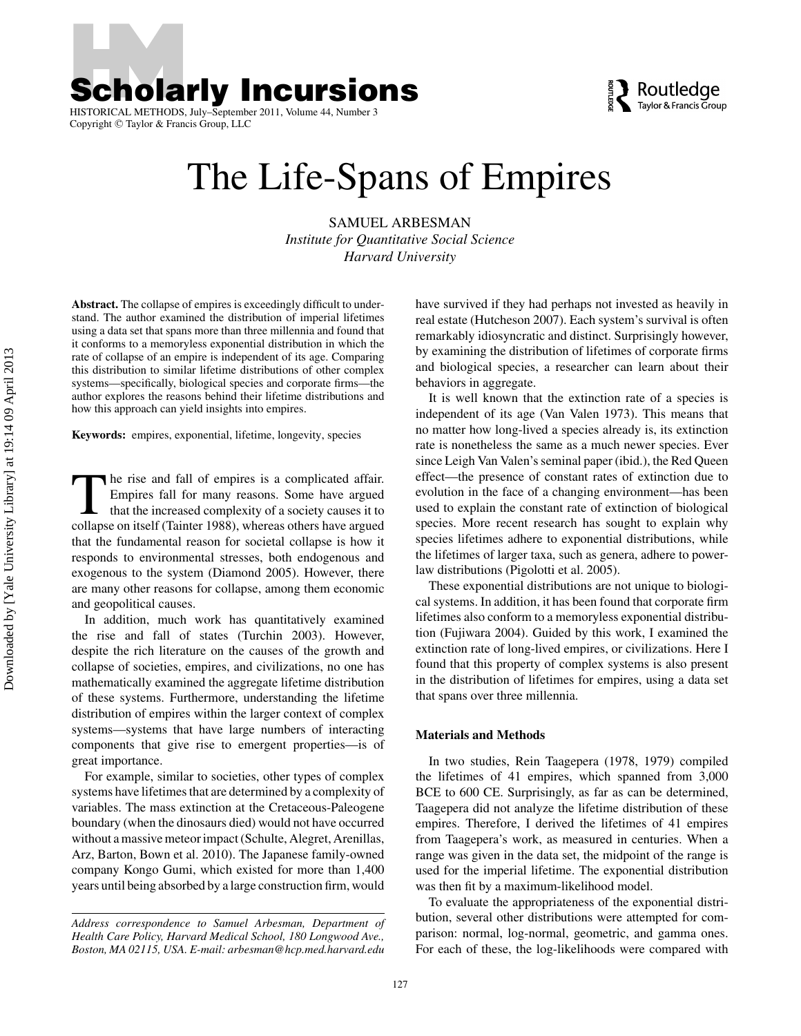# The Life-Spans of Empires

SAMUEL ARBESMAN
*Institute for Quantitative Social Science*
*Harvard University*

**Abstract.** The collapse of empires is exceedingly difficult to understand. The author examined the distribution of imperial lifetimes using a data set that spans more than three millennia and found that it conforms to a memoryless exponential distribution in which the rate of collapse of an empire is independent of its age. Comparing this distribution to similar lifetime distributions of other complex systems—specifically, biological species and corporate firms—the author explores the reasons behind their lifetime distributions and how this approach can yield insights into empires.

**Keywords:** empires, exponential, lifetime, longevity, species

The rise and fall of empires is a complicated affair. Empires fall for many reasons. Some have argued that the increased complexity of a society causes it to collapse on itself (Tainter 1988), whereas others have argued that the fundamental reason for societal collapse is how it responds to environmental stresses, both endogenous and exogenous to the system (Diamond 2005). However, there are many other reasons for collapse, among them economic and geopolitical causes.

In addition, much work has quantitatively examined the rise and fall of states (Turchin 2003). However, despite the rich literature on the causes of the growth and collapse of societies, empires, and civilizations, no one has mathematically examined the aggregate lifetime distribution of these systems. Furthermore, understanding the lifetime distribution of empires within the larger context of complex systems—systems that have large numbers of interacting components that give rise to emergent properties—is of great importance.

For example, similar to societies, other types of complex systems have lifetimes that are determined by a complexity of variables. The mass extinction at the Cretaceous-Paleogene boundary (when the dinosaurs died) would not have occurred without a massive meteor impact (Schulte, Alegret, Arenillas, Arz, Barton, Bown et al. 2010). The Japanese family-owned company Kongo Gumi, which existed for more than 1,400 years until being absorbed by a large construction firm, would have survived if they had perhaps not invested as heavily in real estate (Hutcheson 2007). Each system's survival is often remarkably idiosyncratic and distinct. Surprisingly however, by examining the distribution of lifetimes of corporate firms and biological species, a researcher can learn about their behaviors in aggregate.

It is well known that the extinction rate of a species is independent of its age (Van Valen 1973). This means that no matter how long-lived a species already is, its extinction rate is nonetheless the same as a much newer species. Ever since Leigh Van Valen's seminal paper (ibid.), the Red Queen effect—the presence of constant rates of extinction due to evolution in the face of a changing environment—has been used to explain the constant rate of extinction of biological species. More recent research has sought to explain why species lifetimes adhere to exponential distributions, while the lifetimes of larger taxa, such as genera, adhere to power-law distributions (Pigolotti et al. 2005).

These exponential distributions are not unique to biological systems. In addition, it has been found that corporate firm lifetimes also conform to a memoryless exponential distribution (Fujiwara 2004). Guided by this work, I examined the extinction rate of long-lived empires, or civilizations. Here I found that this property of complex systems is also present in the distribution of lifetimes for empires, using a data set that spans over three millennia.

### Materials and Methods

In two studies, Rein Taagepera (1978, 1979) compiled the lifetimes of 41 empires, which spanned from 3,000 BCE to 600 CE. Surprisingly, as far as can be determined, Taagepera did not analyze the lifetime distribution of these empires. Therefore, I derived the lifetimes of 41 empires from Taagepera's work, as measured in centuries. When a range was given in the data set, the midpoint of the range is used for the imperial lifetime. The exponential distribution was then fit by a maximum-likelihood model.

To evaluate the appropriateness of the exponential distribution, several other distributions were attempted for comparison: normal, log-normal, geometric, and gamma ones. For each of these, the log-likelihoods were compared with

*Address correspondence to Samuel Arbesman, Department of Health Care Policy, Harvard Medical School, 180 Longwood Ave., Boston, MA 02115, USA. E-mail: arbesman@hcp.med.harvard.edu*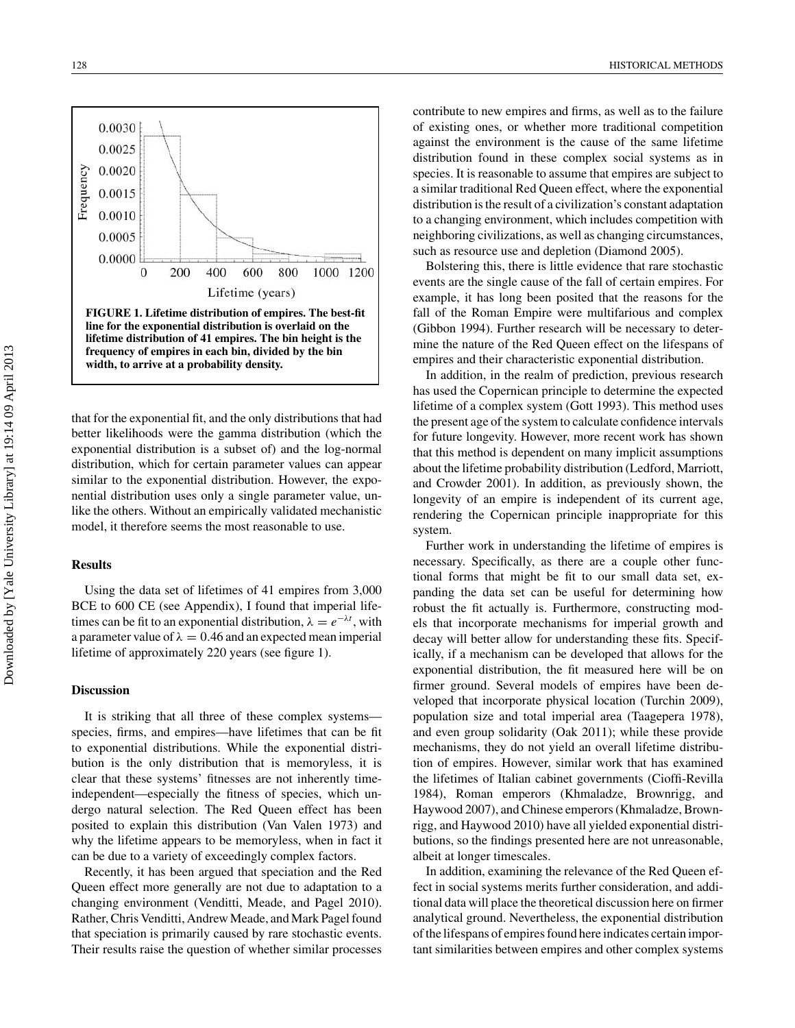FIGURE 1. Lifetime distribution of empires. The best-fit line for the exponential distribution is overlaid on the lifetime distribution of 41 empires. The bin height is the frequency of empires in each bin, divided by the bin width, to arrive at a probability density.

that for the exponential fit, and the only distributions that had better likelihoods were the gamma distribution (which the exponential distribution is a subset of) and the log-normal distribution, which for certain parameter values can appear similar to the exponential distribution. However, the exponential distribution uses only a single parameter value, unlike the others. Without an empirically validated mechanistic model, it therefore seems the most reasonable to use.

### Results

Using the data set of lifetimes of 41 empires from 3,000 BCE to 600 CE (see Appendix), I found that imperial lifetimes can be fit to an exponential distribution, $\lambda = e^{-\lambda t}$, with a parameter value of $\lambda = 0.46$ and an expected mean imperial lifetime of approximately 220 years (see figure 1).

### Discussion

It is striking that all three of these complex systems—species, firms, and empires—have lifetimes that can be fit to exponential distributions. While the exponential distribution is the only distribution that is memoryless, it is clear that these systems' fitnesses are not inherently time-independent—especially the fitness of species, which undergo natural selection. The Red Queen effect has been posited to explain this distribution (Van Valen 1973) and why the lifetime appears to be memoryless, when in fact it can be due to a variety of exceedingly complex factors.

Recently, it has been argued that speciation and the Red Queen effect more generally are not due to adaptation to a changing environment (Venditti, Meade, and Pagel 2010). Rather, Chris Venditti, Andrew Meade, and Mark Pagel found that speciation is primarily caused by rare stochastic events. Their results raise the question of whether similar processes contribute to new empires and firms, as well as to the failure of existing ones, or whether more traditional competition against the environment is the cause of the same lifetime distribution found in these complex social systems as in species. It is reasonable to assume that empires are subject to a similar traditional Red Queen effect, where the exponential distribution is the result of a civilization's constant adaptation to a changing environment, which includes competition with neighboring civilizations, as well as changing circumstances, such as resource use and depletion (Diamond 2005).

Bolstering this, there is little evidence that rare stochastic events are the single cause of the fall of certain empires. For example, it has long been posited that the reasons for the fall of the Roman Empire were multifarious and complex (Gibbon 1994). Further research will be necessary to determine the nature of the Red Queen effect on the lifespans of empires and their characteristic exponential distribution.

In addition, in the realm of prediction, previous research has used the Copernican principle to determine the expected lifetime of a complex system (Gott 1993). This method uses the present age of the system to calculate confidence intervals for future longevity. However, more recent work has shown that this method is dependent on many implicit assumptions about the lifetime probability distribution (Ledford, Marriott, and Crowder 2001). In addition, as previously shown, the longevity of an empire is independent of its current age, rendering the Copernican principle inappropriate for this system.

Further work in understanding the lifetime of empires is necessary. Specifically, as there are a couple other functional forms that might be fit to our small data set, expanding the data set can be useful for determining how robust the fit actually is. Furthermore, constructing models that incorporate mechanisms for imperial growth and decay will better allow for understanding these fits. Specifically, if a mechanism can be developed that allows for the exponential distribution, the fit measured here will be on firmer ground. Several models of empires have been developed that incorporate physical location (Turchin 2009), population size and total imperial area (Taagepera 1978), and even group solidarity (Oak 2011); while these provide mechanisms, they do not yield an overall lifetime distribution of empires. However, similar work that has examined the lifetimes of Italian cabinet governments (Cioffi-Revilla 1984), Roman emperors (Khmaladze, Brownrigg, and Haywood 2007), and Chinese emperors (Khmaladze, Brownrigg, and Haywood 2010) have all yielded exponential distributions, so the findings presented here are not unreasonable, albeit at longer timescales.

In addition, examining the relevance of the Red Queen effect in social systems merits further consideration, and additional data will place the theoretical discussion here on firmer analytical ground. Nevertheless, the exponential distribution of the lifespans of empires found here indicates certain important similarities between empires and other complex systems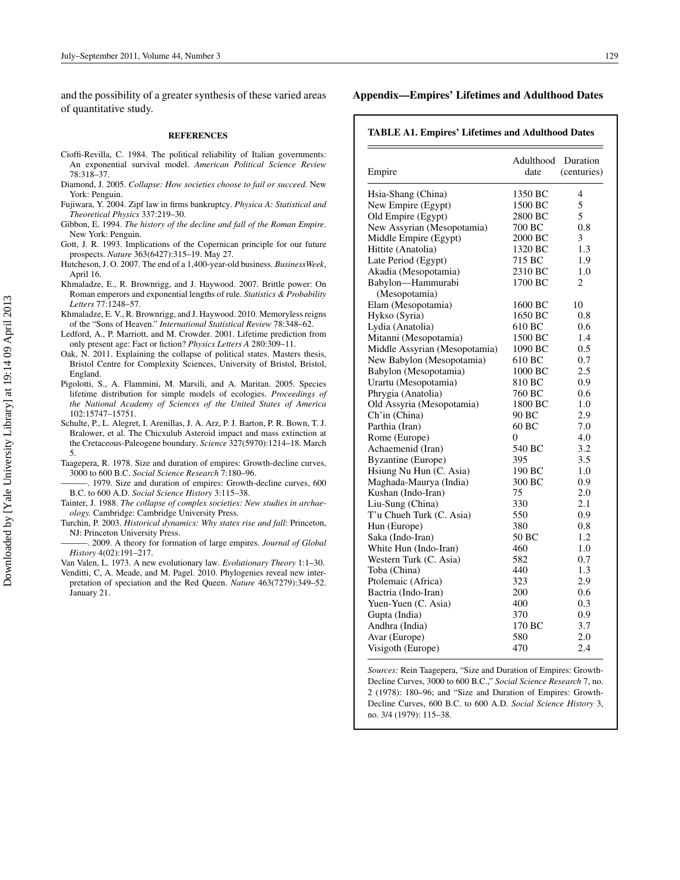and the possibility of a greater synthesis of these varied areas of quantitative study.

## REFERENCES

Cioffi-Revilla, C. 1984. The political reliability of Italian governments: An exponential survival model. *American Political Science Review* 78:318–37.

Diamond, J. 2005. *Collapse: How societies choose to fail or succeed.* New York: Penguin.

Fujiwara, Y. 2004. Zipf law in firms bankruptcy. *Physica A: Statistical and Theoretical Physics* 337:219–30.

Gibbon, E. 1994. *The history of the decline and fall of the Roman Empire*. New York: Penguin.

Gott, J. R. 1993. Implications of the Copernican principle for our future prospects. *Nature* 363(6427):315–19. May 27.

Hutcheson, J. O. 2007. The end of a 1,400-year-old business. *BusinessWeek*, April 16.

Khmaladze, E., R. Brownrigg, and J. Haywood. 2007. Brittle power: On Roman emperors and exponential lengths of rule. *Statistics & Probability Letters* 77:1248–57.

Khmaladze, E. V., R. Brownrigg, and J. Haywood. 2010. Memoryless reigns of the "Sons of Heaven." *International Statistical Review* 78:348–62.

Ledford, A., P. Marriott, and M. Crowder. 2001. Lifetime prediction from only present age: Fact or fiction? *Physics Letters A* 280:309–11.

Oak, N. 2011. Explaining the collapse of political states. Masters thesis, Bristol Centre for Complexity Sciences, University of Bristol, Bristol, England.

Pigolotti, S., A. Flammini, M. Marsili, and A. Maritan. 2005. Species lifetime distribution for simple models of ecologies. *Proceedings of the National Academy of Sciences of the United States of America* 102:15747–15751.

Schulte, P., L. Alegret, I. Arenillas, J. A. Arz, P. J. Barton, P. R. Bown, T. J. Bralower, et al. The Chicxulub Asteroid impact and mass extinction at the Cretaceous-Paleogene boundary. *Science* 327(5970):1214–18. March 5.

Taagepera, R. 1978. Size and duration of empires: Growth-decline curves, 3000 to 600 B.C. *Social Science Research* 7:180–96.

———. 1979. Size and duration of empires: Growth-decline curves, 600 B.C. to 600 A.D. *Social Science History* 3:115–38.

Tainter, J. 1988. *The collapse of complex societies: New studies in archaeology.* Cambridge: Cambridge University Press.

Turchin, P. 2003. *Historical dynamics: Why states rise and fall*: Princeton, NJ: Princeton University Press.

———. 2009. A theory for formation of large empires. *Journal of Global History* 4(02):191–217.

Van Valen, L. 1973. A new evolutionary law. *Evolutionary Theory* 1:1–30.

Venditti, C, A. Meade, and M. Pagel. 2010. Phylogenies reveal new interpretation of speciation and the Red Queen. *Nature* 463(7279):349–52. January 21.

## Appendix—Empires' Lifetimes and Adulthood Dates

**TABLE A1. Empires' Lifetimes and Adulthood Dates**

| Empire | Adulthood date | Duration (centuries) |
|---|---|---|
| Hsia-Shang (China) | 1350 BC | 4 |
| New Empire (Egypt) | 1500 BC | 5 |
| Old Empire (Egypt) | 2800 BC | 5 |
| New Assyrian (Mesopotamia) | 700 BC | 0.8 |
| Middle Empire (Egypt) | 2000 BC | 3 |
| Hittite (Anatolia) | 1320 BC | 1.3 |
| Late Period (Egypt) | 715 BC | 1.9 |
| Akadia (Mesopotamia) | 2310 BC | 1.0 |
| Babylon—Hammurabi (Mesopotamia) | 1700 BC | 2 |
| Elam (Mesopotamia) | 1600 BC | 10 |
| Hykso (Syria) | 1650 BC | 0.8 |
| Lydia (Anatolia) | 610 BC | 0.6 |
| Mitanni (Mesopotamia) | 1500 BC | 1.4 |
| Middle Assyrian (Mesopotamia) | 1090 BC | 0.5 |
| New Babylon (Mesopotamia) | 610 BC | 0.7 |
| Babylon (Mesopotamia) | 1000 BC | 2.5 |
| Urartu (Mesopotamia) | 810 BC | 0.9 |
| Phrygia (Anatolia) | 760 BC | 0.6 |
| Old Assyria (Mesopotamia) | 1800 BC | 1.0 |
| Ch'in (China) | 90 BC | 2.9 |
| Parthia (Iran) | 60 BC | 7.0 |
| Rome (Europe) | 0 | 4.0 |
| Achaemenid (Iran) | 540 BC | 3.2 |
| Byzantine (Europe) | 395 | 3.5 |
| Hsiung Nu Hun (C. Asia) | 190 BC | 1.0 |
| Maghada-Maurya (India) | 300 BC | 0.9 |
| Kushan (Indo-Iran) | 75 | 2.0 |
| Liu-Sung (China) | 330 | 2.1 |
| T'u Chueh Turk (C. Asia) | 550 | 0.9 |
| Hun (Europe) | 380 | 0.8 |
| Saka (Indo-Iran) | 50 BC | 1.2 |
| White Hun (Indo-Iran) | 460 | 1.0 |
| Western Turk (C. Asia) | 582 | 0.7 |
| Toba (China) | 440 | 1.3 |
| Ptolemaic (Africa) | 323 | 2.9 |
| Bactria (Indo-Iran) | 200 | 0.6 |
| Yuen-Yuen (C. Asia) | 400 | 0.3 |
| Gupta (India) | 370 | 0.9 |
| Andhra (India) | 170 BC | 3.7 |
| Avar (Europe) | 580 | 2.0 |
| Visigoth (Europe) | 470 | 2.4 |

*Sources:* Rein Taagepera, "Size and Duration of Empires: Growth-Decline Curves, 3000 to 600 B.C.," *Social Science Research* 7, no. 2 (1978): 180–96; and "Size and Duration of Empires: Growth-Decline Curves, 600 B.C. to 600 A.D. *Social Science History* 3, no. 3/4 (1979): 115–38.